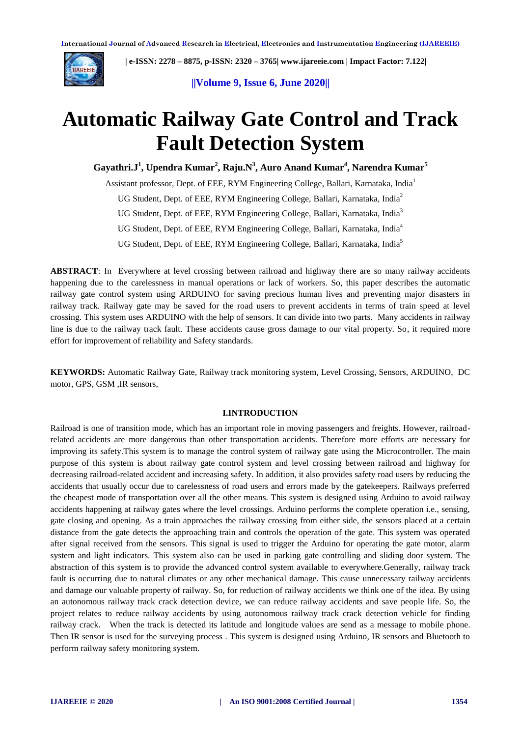# Automatic Railway Gate Control and Track Fault Detection System

**Gayathri.J[1], Upendra Kumar[2], Raju.N[3], Auro Anand Kumar[4], Narendra Kumar[5]**

Assistant professor, Dept. of EEE, RYM Engineering College, Ballari, Karnataka, India[1]

UG Student, Dept. of EEE, RYM Engineering College, Ballari, Karnataka, India[2]

UG Student, Dept. of EEE, RYM Engineering College, Ballari, Karnataka, India[3]

UG Student, Dept. of EEE, RYM Engineering College, Ballari, Karnataka, India[4]

UG Student, Dept. of EEE, RYM Engineering College, Ballari, Karnataka, India[5]

**ABSTRACT**: In Everywhere at level crossing between railroad and highway there are so many railway accidents happening due to the carelessness in manual operations or lack of workers. So, this paper describes the automatic railway gate control system using ARDUINO for saving precious human lives and preventing major disasters in railway track. Railway gate may be saved for the road users to prevent accidents in terms of train speed at level crossing. This system uses ARDUINO with the help of sensors. It can divide into two parts. Many accidents in railway line is due to the railway track fault. These accidents cause gross damage to our vital property. So, it required more effort for improvement of reliability and Safety standards.

**KEYWORDS:** Automatic Railway Gate, Railway track monitoring system, Level Crossing, Sensors, ARDUINO, DC motor, GPS, GSM ,IR sensors,

## I.INTRODUCTION

Railroad is one of transition mode, which has an important role in moving passengers and freights. However, railroad-related accidents are more dangerous than other transportation accidents. Therefore more efforts are necessary for improving its safety.This system is to manage the control system of railway gate using the Microcontroller. The main purpose of this system is about railway gate control system and level crossing between railroad and highway for decreasing railroad-related accident and increasing safety. In addition, it also provides safety road users by reducing the accidents that usually occur due to carelessness of road users and errors made by the gatekeepers. Railways preferred the cheapest mode of transportation over all the other means. This system is designed using Arduino to avoid railway accidents happening at railway gates where the level crossings. Arduino performs the complete operation i.e., sensing, gate closing and opening. As a train approaches the railway crossing from either side, the sensors placed at a certain distance from the gate detects the approaching train and controls the operation of the gate. This system was operated after signal received from the sensors. This signal is used to trigger the Arduino for operating the gate motor, alarm system and light indicators. This system also can be used in parking gate controlling and sliding door system. The abstraction of this system is to provide the advanced control system available to everywhere.Generally, railway track fault is occurring due to natural climates or any other mechanical damage. This cause unnecessary railway accidents and damage our valuable property of railway. So, for reduction of railway accidents we think one of the idea. By using an autonomous railway track crack detection device, we can reduce railway accidents and save people life. So, the project relates to reduce railway accidents by using autonomous railway track crack detection vehicle for finding railway crack. When the track is detected its latitude and longitude values are send as a message to mobile phone. Then IR sensor is used for the surveying process . This system is designed using Arduino, IR sensors and Bluetooth to perform railway safety monitoring system.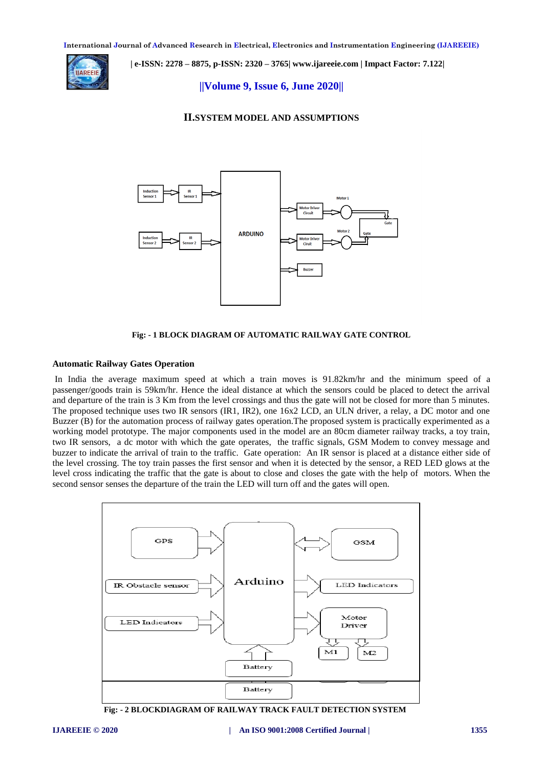## II. SYSTEM MODEL AND ASSUMPTIONS

Fig: - 1 BLOCK DIAGRAM OF AUTOMATIC RAILWAY GATE CONTROL

### Automatic Railway Gates Operation

In India the average maximum speed at which a train moves is 91.82km/hr and the minimum speed of a passenger/goods train is 59km/hr. Hence the ideal distance at which the sensors could be placed to detect the arrival and departure of the train is 3 Km from the level crossings and thus the gate will not be closed for more than 5 minutes. The proposed technique uses two IR sensors (IR1, IR2), one 16x2 LCD, an ULN driver, a relay, a DC motor and one Buzzer (B) for the automation process of railway gates operation.The proposed system is practically experimented as a working model prototype. The major components used in the model are an 80cm diameter railway tracks, a toy train, two IR sensors, a dc motor with which the gate operates, the traffic signals, GSM Modem to convey message and buzzer to indicate the arrival of train to the traffic. Gate operation: An IR sensor is placed at a distance either side of the level crossing. The toy train passes the first sensor and when it is detected by the sensor, a RED LED glows at the level cross indicating the traffic that the gate is about to close and closes the gate with the help of motors. When the second sensor senses the departure of the train the LED will turn off and the gates will open.

Fig: - 2 BLOCKDIAGRAM OF RAILWAY TRACK FAULT DETECTION SYSTEM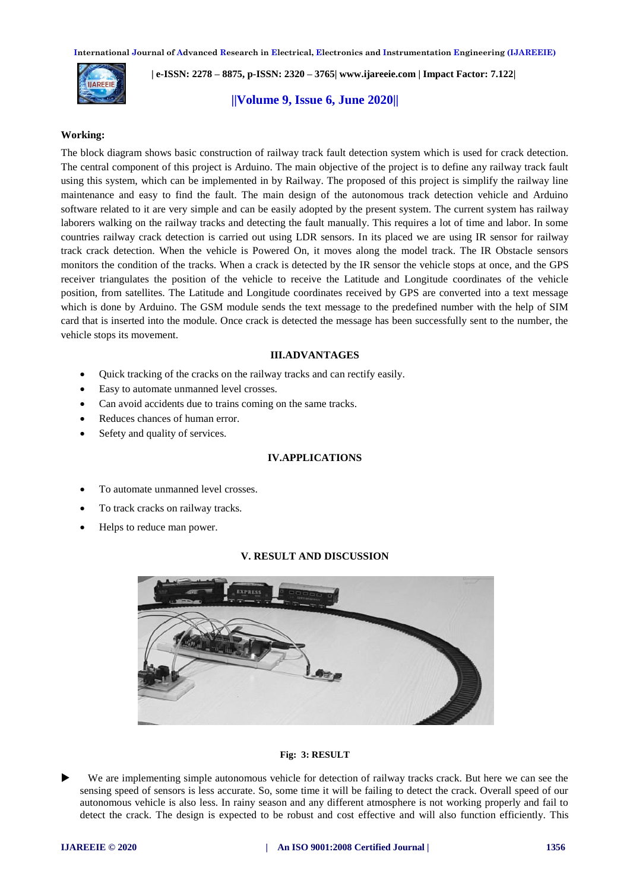**Working:**

The block diagram shows basic construction of railway track fault detection system which is used for crack detection. The central component of this project is Arduino. The main objective of the project is to define any railway track fault using this system, which can be implemented in by Railway. The proposed of this project is simplify the railway line maintenance and easy to find the fault. The main design of the autonomous track detection vehicle and Arduino software related to it are very simple and can be easily adopted by the present system. The current system has railway laborers walking on the railway tracks and detecting the fault manually. This requires a lot of time and labor. In some countries railway crack detection is carried out using LDR sensors. In its placed we are using IR sensor for railway track crack detection. When the vehicle is Powered On, it moves along the model track. The IR Obstacle sensors monitors the condition of the tracks. When a crack is detected by the IR sensor the vehicle stops at once, and the GPS receiver triangulates the position of the vehicle to receive the Latitude and Longitude coordinates of the vehicle position, from satellites. The Latitude and Longitude coordinates received by GPS are converted into a text message which is done by Arduino. The GSM module sends the text message to the predefined number with the help of SIM card that is inserted into the module. Once crack is detected the message has been successfully sent to the number, the vehicle stops its movement.

## III.ADVANTAGES

- Quick tracking of the cracks on the railway tracks and can rectify easily.
- Easy to automate unmanned level crosses.
- Can avoid accidents due to trains coming on the same tracks.
- Reduces chances of human error.
- Sefety and quality of services.

## IV.APPLICATIONS

- To automate unmanned level crosses.
- To track cracks on railway tracks.
- Helps to reduce man power.

## V. RESULT AND DISCUSSION

**Fig: 3: RESULT**

- We are implementing simple autonomous vehicle for detection of railway tracks crack. But here we can see the sensing speed of sensors is less accurate. So, some time it will be failing to detect the crack. Overall speed of our autonomous vehicle is also less. In rainy season and any different atmosphere is not working properly and fail to detect the crack. The design is expected to be robust and cost effective and will also function efficiently. This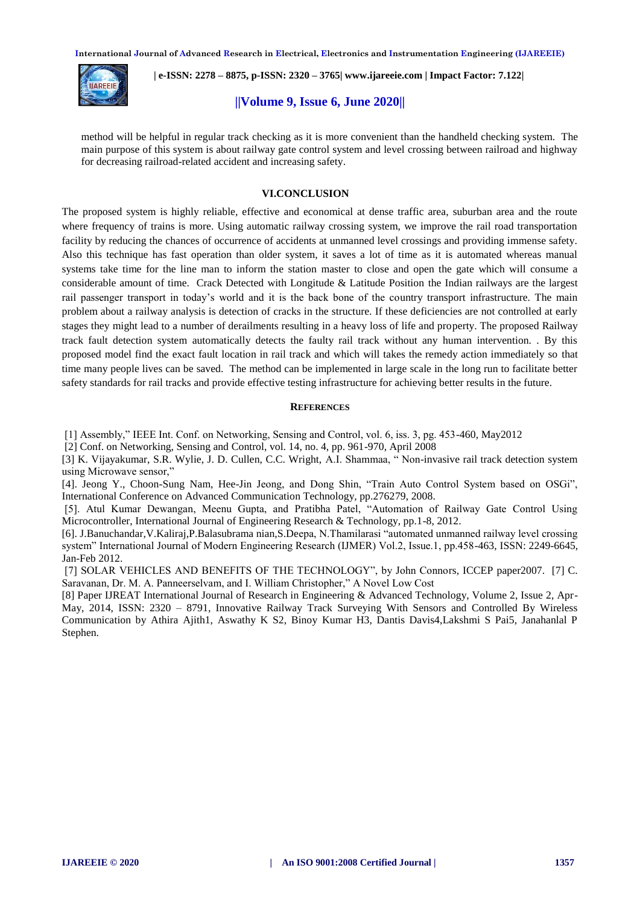method will be helpful in regular track checking as it is more convenient than the handheld checking system. The main purpose of this system is about railway gate control system and level crossing between railroad and highway for decreasing railroad-related accident and increasing safety.

## VI.CONCLUSION

The proposed system is highly reliable, effective and economical at dense traffic area, suburban area and the route where frequency of trains is more. Using automatic railway crossing system, we improve the rail road transportation facility by reducing the chances of occurrence of accidents at unmanned level crossings and providing immense safety. Also this technique has fast operation than older system, it saves a lot of time as it is automated whereas manual systems take time for the line man to inform the station master to close and open the gate which will consume a considerable amount of time. Crack Detected with Longitude & Latitude Position the Indian railways are the largest rail passenger transport in today's world and it is the back bone of the country transport infrastructure. The main problem about a railway analysis is detection of cracks in the structure. If these deficiencies are not controlled at early stages they might lead to a number of derailments resulting in a heavy loss of life and property. The proposed Railway track fault detection system automatically detects the faulty rail track without any human intervention. . By this proposed model find the exact fault location in rail track and which will takes the remedy action immediately so that time many people lives can be saved. The method can be implemented in large scale in the long run to facilitate better safety standards for rail tracks and provide effective testing infrastructure for achieving better results in the future.

## REFERENCES

[1] Assembly," IEEE Int. Conf. on Networking, Sensing and Control, vol. 6, iss. 3, pg. 453-460, May2012

[2] Conf. on Networking, Sensing and Control, vol. 14, no. 4, pp. 961-970, April 2008

[3] K. Vijayakumar, S.R. Wylie, J. D. Cullen, C.C. Wright, A.I. Shammaa, " Non-invasive rail track detection system using Microwave sensor,"

[4]. Jeong Y., Choon-Sung Nam, Hee-Jin Jeong, and Dong Shin, "Train Auto Control System based on OSGi", International Conference on Advanced Communication Technology, pp.276279, 2008.

[5]. Atul Kumar Dewangan, Meenu Gupta, and Pratibha Patel, "Automation of Railway Gate Control Using Microcontroller, International Journal of Engineering Research & Technology, pp.1-8, 2012.

[6]. J.Banuchandar,V.Kaliraj,P.Balasubrama nian,S.Deepa, N.Thamilarasi "automated unmanned railway level crossing system" International Journal of Modern Engineering Research (IJMER) Vol.2, Issue.1, pp.458-463, ISSN: 2249-6645, Jan-Feb 2012.

[7] SOLAR VEHICLES AND BENEFITS OF THE TECHNOLOGY", by John Connors, ICCEP paper2007. [7] C. Saravanan, Dr. M. A. Panneerselvam, and I. William Christopher," A Novel Low Cost

[8] Paper IJREAT International Journal of Research in Engineering & Advanced Technology, Volume 2, Issue 2, Apr-May, 2014, ISSN: 2320 – 8791, Innovative Railway Track Surveying With Sensors and Controlled By Wireless Communication by Athira Ajith1, Aswathy K S2, Binoy Kumar H3, Dantis Davis4,Lakshmi S Pai5, Janahanlal P Stephen.